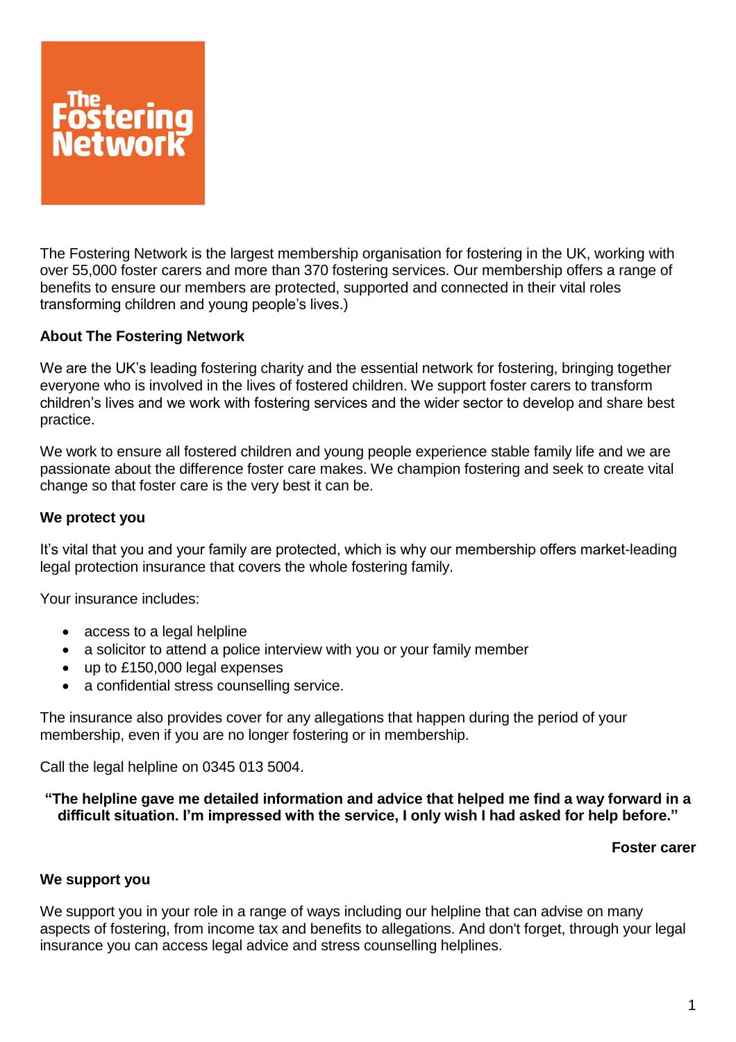The Fostering Network

The Fostering Network is the largest membership organisation for fostering in the UK, working with over 55,000 foster carers and more than 370 fostering services. Our membership offers a range of benefits to ensure our members are protected, supported and connected in their vital roles transforming children and young people's lives.)

**About The Fostering Network**

We are the UK's leading fostering charity and the essential network for fostering, bringing together everyone who is involved in the lives of fostered children. We support foster carers to transform children's lives and we work with fostering services and the wider sector to develop and share best practice.

We work to ensure all fostered children and young people experience stable family life and we are passionate about the difference foster care makes. We champion fostering and seek to create vital change so that foster care is the very best it can be.

**We protect you**

It's vital that you and your family are protected, which is why our membership offers market-leading legal protection insurance that covers the whole fostering family.

Your insurance includes:

- access to a legal helpline
- a solicitor to attend a police interview with you or your family member
- up to £150,000 legal expenses
- a confidential stress counselling service.

The insurance also provides cover for any allegations that happen during the period of your membership, even if you are no longer fostering or in membership.

Call the legal helpline on 0345 013 5004.

**"The helpline gave me detailed information and advice that helped me find a way forward in a difficult situation. I'm impressed with the service, I only wish I had asked for help before."**

**Foster carer**

**We support you**

We support you in your role in a range of ways including our helpline that can advise on many aspects of fostering, from income tax and benefits to allegations. And don't forget, through your legal insurance you can access legal advice and stress counselling helplines.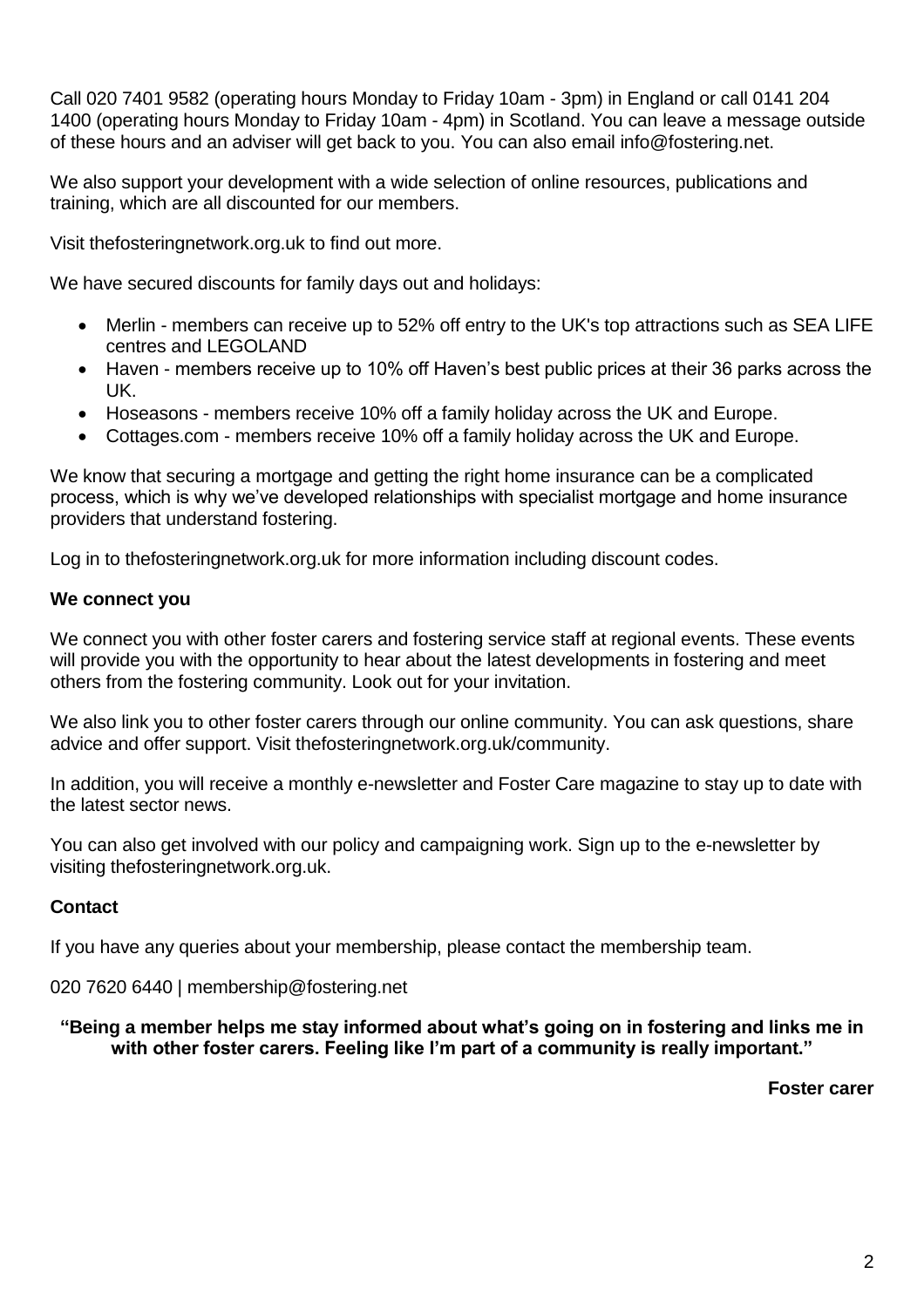Call 020 7401 9582 (operating hours Monday to Friday 10am - 3pm) in England or call 0141 204 1400 (operating hours Monday to Friday 10am - 4pm) in Scotland. You can leave a message outside of these hours and an adviser will get back to you. You can also email info@fostering.net.

We also support your development with a wide selection of online resources, publications and training, which are all discounted for our members.

Visit thefosteringnetwork.org.uk to find out more.

We have secured discounts for family days out and holidays:

- Merlin - members can receive up to 52% off entry to the UK's top attractions such as SEA LIFE centres and LEGOLAND
- Haven - members receive up to 10% off Haven's best public prices at their 36 parks across the UK.
- Hoseasons - members receive 10% off a family holiday across the UK and Europe.
- Cottages.com - members receive 10% off a family holiday across the UK and Europe.

We know that securing a mortgage and getting the right home insurance can be a complicated process, which is why we've developed relationships with specialist mortgage and home insurance providers that understand fostering.

Log in to thefosteringnetwork.org.uk for more information including discount codes.

**We connect you**

We connect you with other foster carers and fostering service staff at regional events. These events will provide you with the opportunity to hear about the latest developments in fostering and meet others from the fostering community. Look out for your invitation.

We also link you to other foster carers through our online community. You can ask questions, share advice and offer support. Visit thefosteringnetwork.org.uk/community.

In addition, you will receive a monthly e-newsletter and Foster Care magazine to stay up to date with the latest sector news.

You can also get involved with our policy and campaigning work. Sign up to the e-newsletter by visiting thefosteringnetwork.org.uk.

**Contact**

If you have any queries about your membership, please contact the membership team.

020 7620 6440 | membership@fostering.net

**"Being a member helps me stay informed about what's going on in fostering and links me in with other foster carers. Feeling like I'm part of a community is really important."**

**Foster carer**